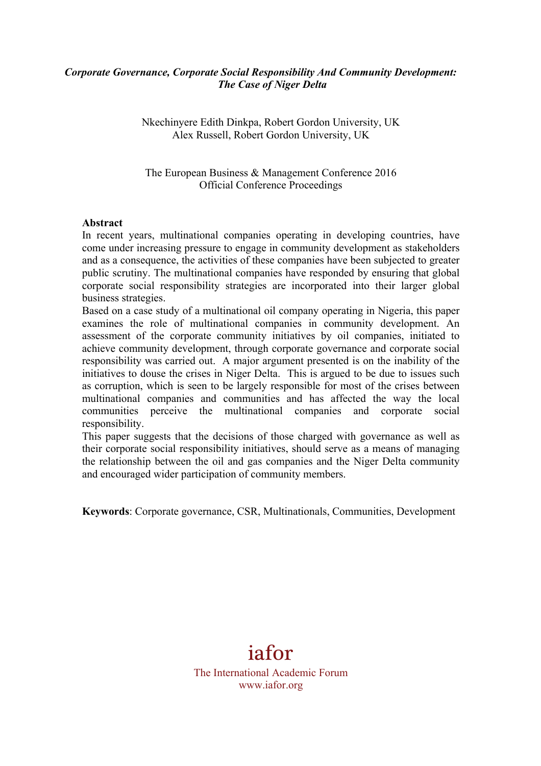***Corporate Governance, Corporate Social Responsibility And Community Development: The Case of Niger Delta***

Nkechinyere Edith Dinkpa, Robert Gordon University, UK
Alex Russell, Robert Gordon University, UK

The European Business & Management Conference 2016
Official Conference Proceedings

**Abstract**

In recent years, multinational companies operating in developing countries, have come under increasing pressure to engage in community development as stakeholders and as a consequence, the activities of these companies have been subjected to greater public scrutiny. The multinational companies have responded by ensuring that global corporate social responsibility strategies are incorporated into their larger global business strategies.

Based on a case study of a multinational oil company operating in Nigeria, this paper examines the role of multinational companies in community development. An assessment of the corporate community initiatives by oil companies, initiated to achieve community development, through corporate governance and corporate social responsibility was carried out. A major argument presented is on the inability of the initiatives to douse the crises in Niger Delta. This is argued to be due to issues such as corruption, which is seen to be largely responsible for most of the crises between multinational companies and communities and has affected the way the local communities perceive the multinational companies and corporate social responsibility.

This paper suggests that the decisions of those charged with governance as well as their corporate social responsibility initiatives, should serve as a means of managing the relationship between the oil and gas companies and the Niger Delta community and encouraged wider participation of community members.

**Keywords**: Corporate governance, CSR, Multinationals, Communities, Development

iafor
The International Academic Forum
www.iafor.org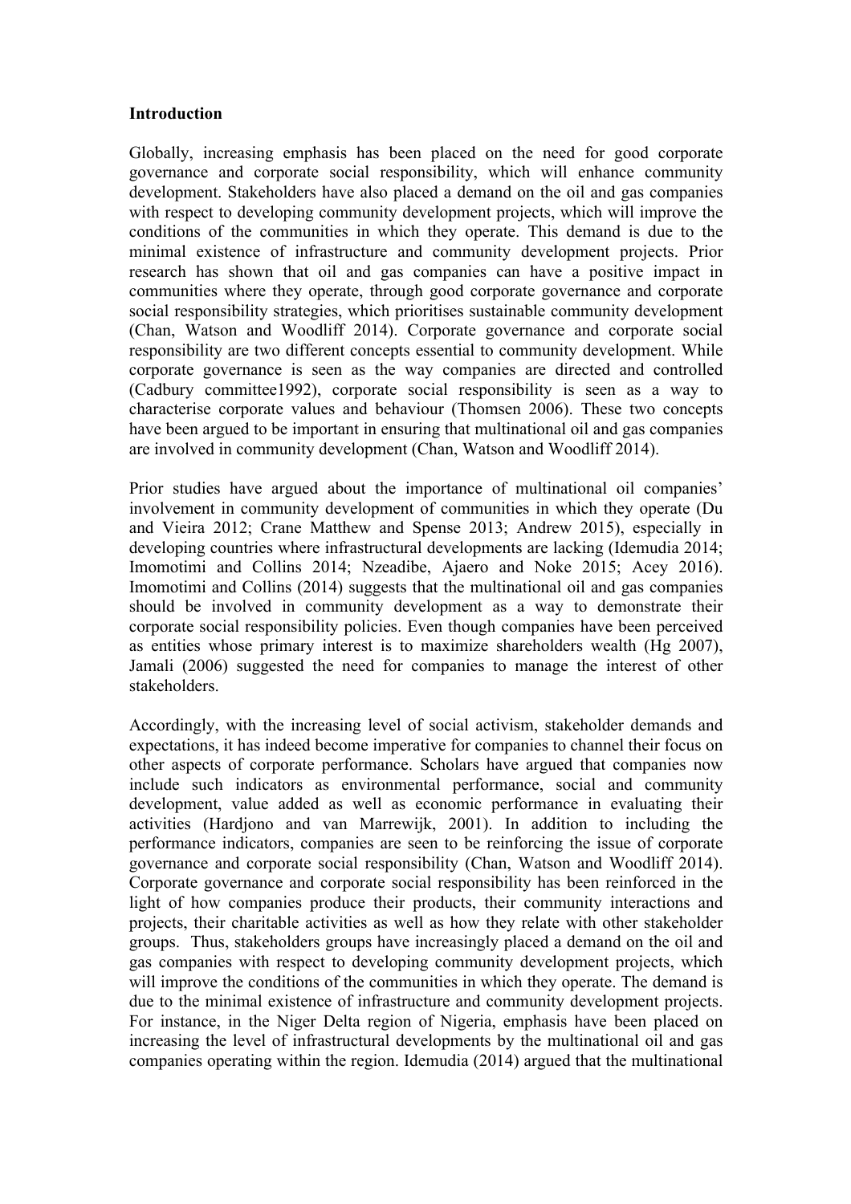**Introduction**

Globally, increasing emphasis has been placed on the need for good corporate governance and corporate social responsibility, which will enhance community development. Stakeholders have also placed a demand on the oil and gas companies with respect to developing community development projects, which will improve the conditions of the communities in which they operate. This demand is due to the minimal existence of infrastructure and community development projects. Prior research has shown that oil and gas companies can have a positive impact in communities where they operate, through good corporate governance and corporate social responsibility strategies, which prioritises sustainable community development (Chan, Watson and Woodliff 2014). Corporate governance and corporate social responsibility are two different concepts essential to community development. While corporate governance is seen as the way companies are directed and controlled (Cadbury committee1992), corporate social responsibility is seen as a way to characterise corporate values and behaviour (Thomsen 2006). These two concepts have been argued to be important in ensuring that multinational oil and gas companies are involved in community development (Chan, Watson and Woodliff 2014).

Prior studies have argued about the importance of multinational oil companies' involvement in community development of communities in which they operate (Du and Vieira 2012; Crane Matthew and Spense 2013; Andrew 2015), especially in developing countries where infrastructural developments are lacking (Idemudia 2014; Imomotimi and Collins 2014; Nzeadibe, Ajaero and Noke 2015; Acey 2016). Imomotimi and Collins (2014) suggests that the multinational oil and gas companies should be involved in community development as a way to demonstrate their corporate social responsibility policies. Even though companies have been perceived as entities whose primary interest is to maximize shareholders wealth (Hg 2007), Jamali (2006) suggested the need for companies to manage the interest of other stakeholders.

Accordingly, with the increasing level of social activism, stakeholder demands and expectations, it has indeed become imperative for companies to channel their focus on other aspects of corporate performance. Scholars have argued that companies now include such indicators as environmental performance, social and community development, value added as well as economic performance in evaluating their activities (Hardjono and van Marrewijk, 2001). In addition to including the performance indicators, companies are seen to be reinforcing the issue of corporate governance and corporate social responsibility (Chan, Watson and Woodliff 2014). Corporate governance and corporate social responsibility has been reinforced in the light of how companies produce their products, their community interactions and projects, their charitable activities as well as how they relate with other stakeholder groups. Thus, stakeholders groups have increasingly placed a demand on the oil and gas companies with respect to developing community development projects, which will improve the conditions of the communities in which they operate. The demand is due to the minimal existence of infrastructure and community development projects. For instance, in the Niger Delta region of Nigeria, emphasis have been placed on increasing the level of infrastructural developments by the multinational oil and gas companies operating within the region. Idemudia (2014) argued that the multinational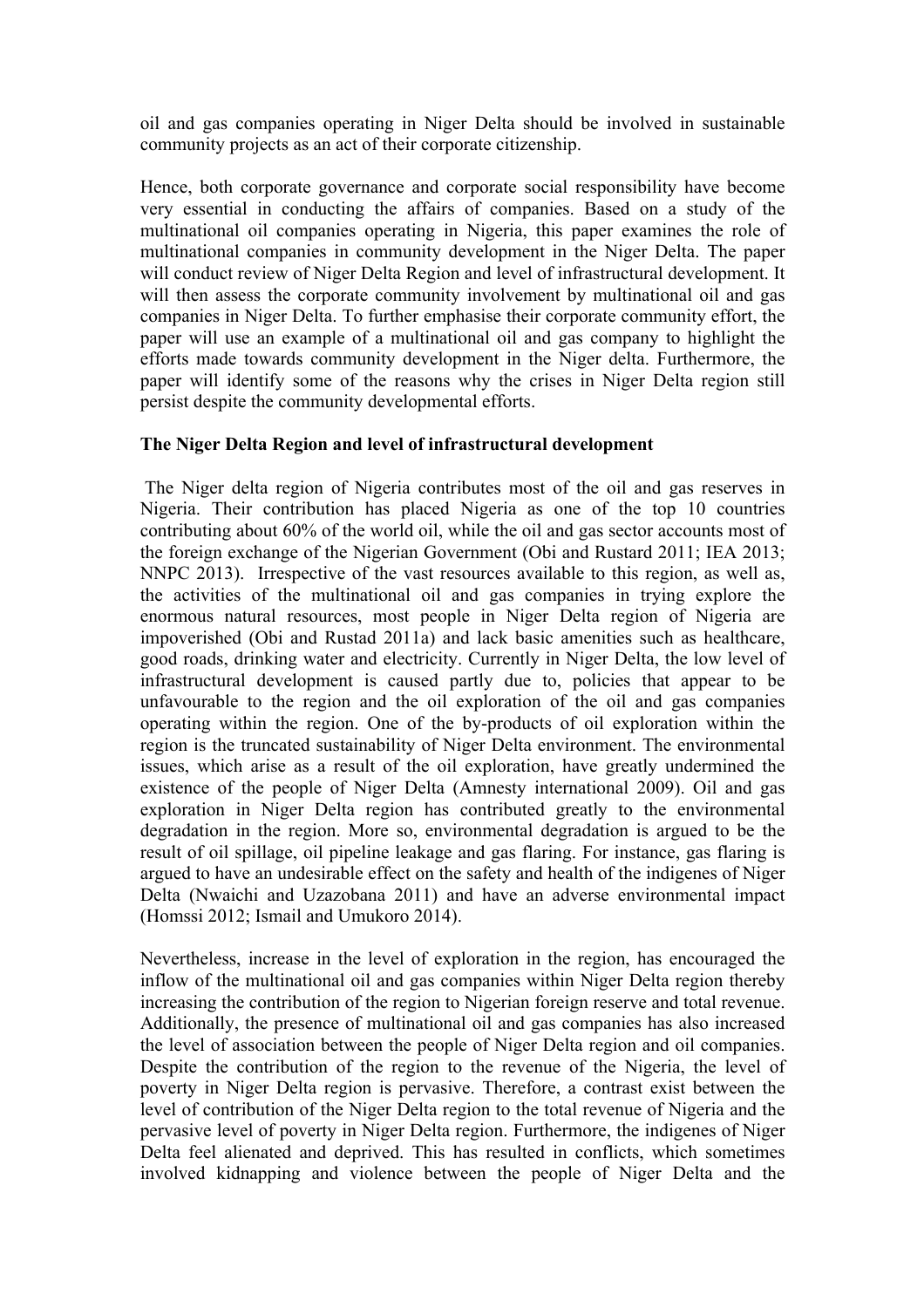oil and gas companies operating in Niger Delta should be involved in sustainable community projects as an act of their corporate citizenship.

Hence, both corporate governance and corporate social responsibility have become very essential in conducting the affairs of companies. Based on a study of the multinational oil companies operating in Nigeria, this paper examines the role of multinational companies in community development in the Niger Delta. The paper will conduct review of Niger Delta Region and level of infrastructural development. It will then assess the corporate community involvement by multinational oil and gas companies in Niger Delta. To further emphasise their corporate community effort, the paper will use an example of a multinational oil and gas company to highlight the efforts made towards community development in the Niger delta. Furthermore, the paper will identify some of the reasons why the crises in Niger Delta region still persist despite the community developmental efforts.

**The Niger Delta Region and level of infrastructural development**

The Niger delta region of Nigeria contributes most of the oil and gas reserves in Nigeria. Their contribution has placed Nigeria as one of the top 10 countries contributing about 60% of the world oil, while the oil and gas sector accounts most of the foreign exchange of the Nigerian Government (Obi and Rustard 2011; IEA 2013; NNPC 2013). Irrespective of the vast resources available to this region, as well as, the activities of the multinational oil and gas companies in trying explore the enormous natural resources, most people in Niger Delta region of Nigeria are impoverished (Obi and Rustad 2011a) and lack basic amenities such as healthcare, good roads, drinking water and electricity. Currently in Niger Delta, the low level of infrastructural development is caused partly due to, policies that appear to be unfavourable to the region and the oil exploration of the oil and gas companies operating within the region. One of the by-products of oil exploration within the region is the truncated sustainability of Niger Delta environment. The environmental issues, which arise as a result of the oil exploration, have greatly undermined the existence of the people of Niger Delta (Amnesty international 2009). Oil and gas exploration in Niger Delta region has contributed greatly to the environmental degradation in the region. More so, environmental degradation is argued to be the result of oil spillage, oil pipeline leakage and gas flaring. For instance, gas flaring is argued to have an undesirable effect on the safety and health of the indigenes of Niger Delta (Nwaichi and Uzazobana 2011) and have an adverse environmental impact (Homssi 2012; Ismail and Umukoro 2014).

Nevertheless, increase in the level of exploration in the region, has encouraged the inflow of the multinational oil and gas companies within Niger Delta region thereby increasing the contribution of the region to Nigerian foreign reserve and total revenue. Additionally, the presence of multinational oil and gas companies has also increased the level of association between the people of Niger Delta region and oil companies. Despite the contribution of the region to the revenue of the Nigeria, the level of poverty in Niger Delta region is pervasive. Therefore, a contrast exist between the level of contribution of the Niger Delta region to the total revenue of Nigeria and the pervasive level of poverty in Niger Delta region. Furthermore, the indigenes of Niger Delta feel alienated and deprived. This has resulted in conflicts, which sometimes involved kidnapping and violence between the people of Niger Delta and the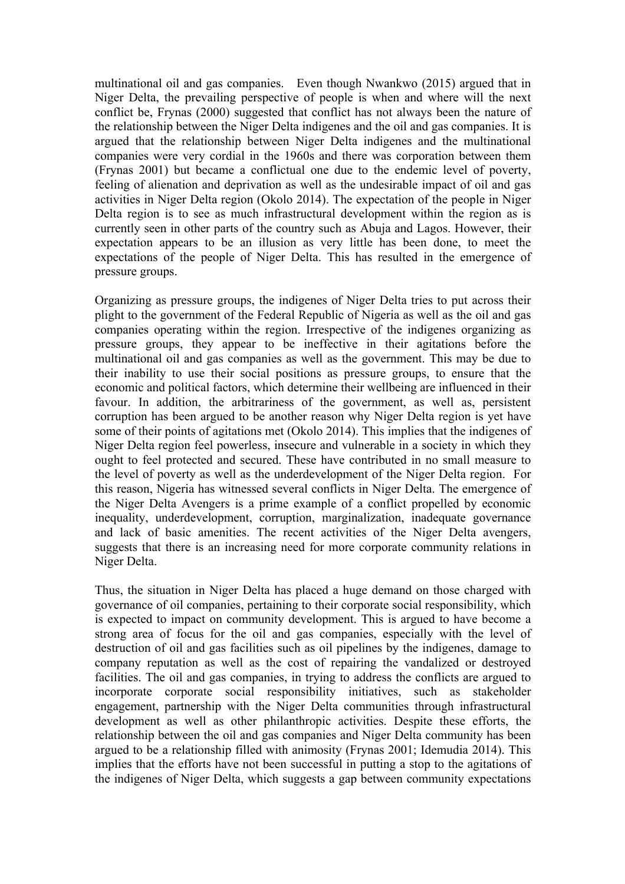multinational oil and gas companies. Even though Nwankwo (2015) argued that in Niger Delta, the prevailing perspective of people is when and where will the next conflict be, Frynas (2000) suggested that conflict has not always been the nature of the relationship between the Niger Delta indigenes and the oil and gas companies. It is argued that the relationship between Niger Delta indigenes and the multinational companies were very cordial in the 1960s and there was corporation between them (Frynas 2001) but became a conflictual one due to the endemic level of poverty, feeling of alienation and deprivation as well as the undesirable impact of oil and gas activities in Niger Delta region (Okolo 2014). The expectation of the people in Niger Delta region is to see as much infrastructural development within the region as is currently seen in other parts of the country such as Abuja and Lagos. However, their expectation appears to be an illusion as very little has been done, to meet the expectations of the people of Niger Delta. This has resulted in the emergence of pressure groups.

Organizing as pressure groups, the indigenes of Niger Delta tries to put across their plight to the government of the Federal Republic of Nigeria as well as the oil and gas companies operating within the region. Irrespective of the indigenes organizing as pressure groups, they appear to be ineffective in their agitations before the multinational oil and gas companies as well as the government. This may be due to their inability to use their social positions as pressure groups, to ensure that the economic and political factors, which determine their wellbeing are influenced in their favour. In addition, the arbitrariness of the government, as well as, persistent corruption has been argued to be another reason why Niger Delta region is yet have some of their points of agitations met (Okolo 2014). This implies that the indigenes of Niger Delta region feel powerless, insecure and vulnerable in a society in which they ought to feel protected and secured. These have contributed in no small measure to the level of poverty as well as the underdevelopment of the Niger Delta region. For this reason, Nigeria has witnessed several conflicts in Niger Delta. The emergence of the Niger Delta Avengers is a prime example of a conflict propelled by economic inequality, underdevelopment, corruption, marginalization, inadequate governance and lack of basic amenities. The recent activities of the Niger Delta avengers, suggests that there is an increasing need for more corporate community relations in Niger Delta.

Thus, the situation in Niger Delta has placed a huge demand on those charged with governance of oil companies, pertaining to their corporate social responsibility, which is expected to impact on community development. This is argued to have become a strong area of focus for the oil and gas companies, especially with the level of destruction of oil and gas facilities such as oil pipelines by the indigenes, damage to company reputation as well as the cost of repairing the vandalized or destroyed facilities. The oil and gas companies, in trying to address the conflicts are argued to incorporate corporate social responsibility initiatives, such as stakeholder engagement, partnership with the Niger Delta communities through infrastructural development as well as other philanthropic activities. Despite these efforts, the relationship between the oil and gas companies and Niger Delta community has been argued to be a relationship filled with animosity (Frynas 2001; Idemudia 2014). This implies that the efforts have not been successful in putting a stop to the agitations of the indigenes of Niger Delta, which suggests a gap between community expectations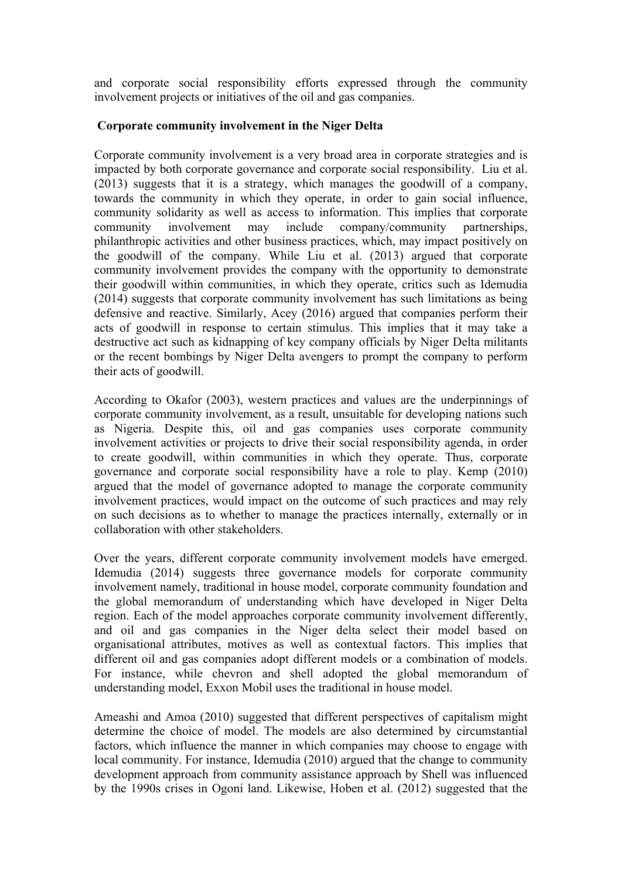and corporate social responsibility efforts expressed through the community involvement projects or initiatives of the oil and gas companies.

## Corporate community involvement in the Niger Delta

Corporate community involvement is a very broad area in corporate strategies and is impacted by both corporate governance and corporate social responsibility. Liu et al. (2013) suggests that it is a strategy, which manages the goodwill of a company, towards the community in which they operate, in order to gain social influence, community solidarity as well as access to information. This implies that corporate community involvement may include company/community partnerships, philanthropic activities and other business practices, which, may impact positively on the goodwill of the company. While Liu et al. (2013) argued that corporate community involvement provides the company with the opportunity to demonstrate their goodwill within communities, in which they operate, critics such as Idemudia (2014) suggests that corporate community involvement has such limitations as being defensive and reactive. Similarly, Acey (2016) argued that companies perform their acts of goodwill in response to certain stimulus. This implies that it may take a destructive act such as kidnapping of key company officials by Niger Delta militants or the recent bombings by Niger Delta avengers to prompt the company to perform their acts of goodwill.

According to Okafor (2003), western practices and values are the underpinnings of corporate community involvement, as a result, unsuitable for developing nations such as Nigeria. Despite this, oil and gas companies uses corporate community involvement activities or projects to drive their social responsibility agenda, in order to create goodwill, within communities in which they operate. Thus, corporate governance and corporate social responsibility have a role to play. Kemp (2010) argued that the model of governance adopted to manage the corporate community involvement practices, would impact on the outcome of such practices and may rely on such decisions as to whether to manage the practices internally, externally or in collaboration with other stakeholders.

Over the years, different corporate community involvement models have emerged. Idemudia (2014) suggests three governance models for corporate community involvement namely, traditional in house model, corporate community foundation and the global memorandum of understanding which have developed in Niger Delta region. Each of the model approaches corporate community involvement differently, and oil and gas companies in the Niger delta select their model based on organisational attributes, motives as well as contextual factors. This implies that different oil and gas companies adopt different models or a combination of models. For instance, while chevron and shell adopted the global memorandum of understanding model, Exxon Mobil uses the traditional in house model.

Ameashi and Amoa (2010) suggested that different perspectives of capitalism might determine the choice of model. The models are also determined by circumstantial factors, which influence the manner in which companies may choose to engage with local community. For instance, Idemudia (2010) argued that the change to community development approach from community assistance approach by Shell was influenced by the 1990s crises in Ogoni land. Likewise, Hoben et al. (2012) suggested that the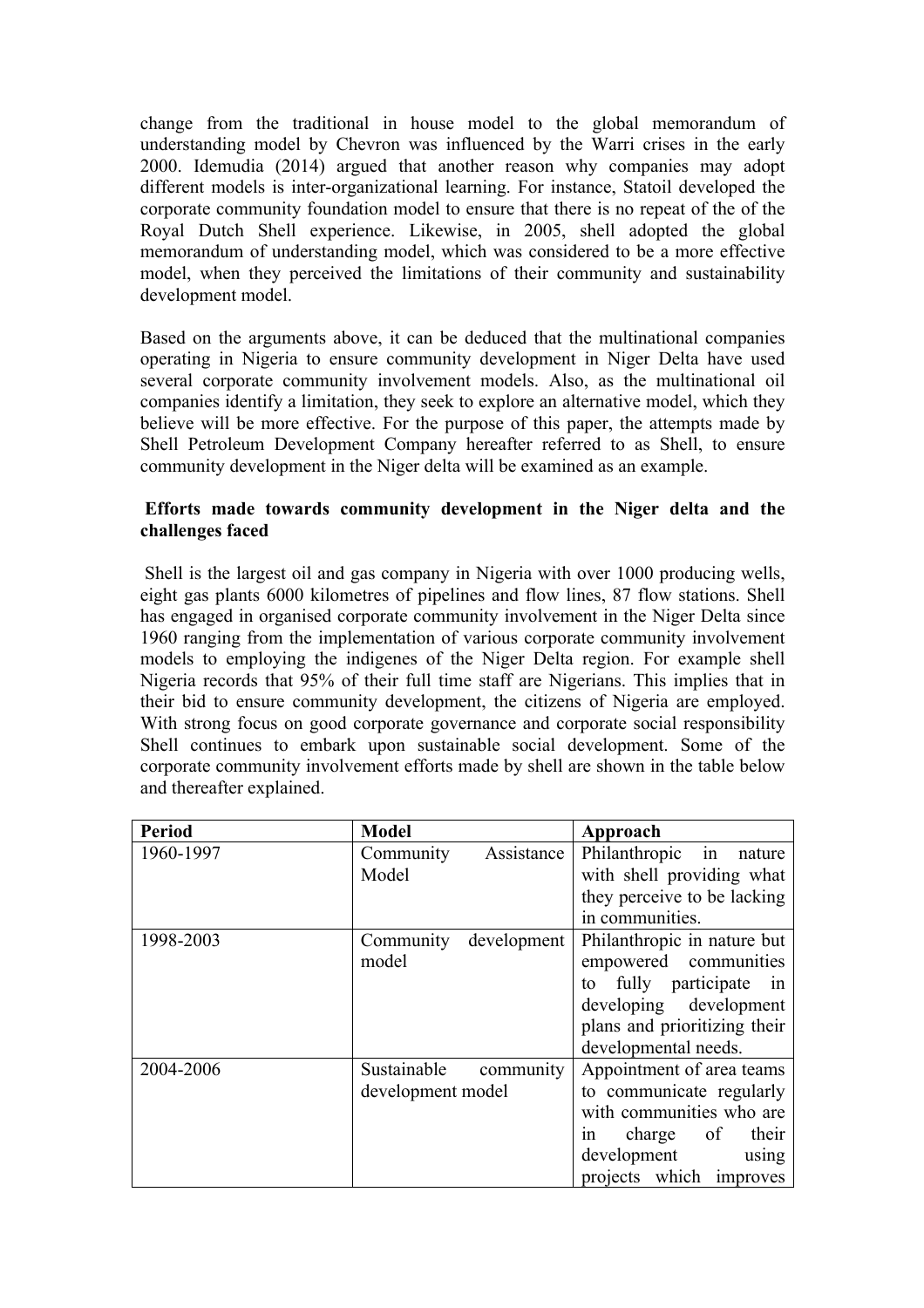change from the traditional in house model to the global memorandum of understanding model by Chevron was influenced by the Warri crises in the early 2000. Idemudia (2014) argued that another reason why companies may adopt different models is inter-organizational learning. For instance, Statoil developed the corporate community foundation model to ensure that there is no repeat of the of the Royal Dutch Shell experience. Likewise, in 2005, shell adopted the global memorandum of understanding model, which was considered to be a more effective model, when they perceived the limitations of their community and sustainability development model.

Based on the arguments above, it can be deduced that the multinational companies operating in Nigeria to ensure community development in Niger Delta have used several corporate community involvement models. Also, as the multinational oil companies identify a limitation, they seek to explore an alternative model, which they believe will be more effective. For the purpose of this paper, the attempts made by Shell Petroleum Development Company hereafter referred to as Shell, to ensure community development in the Niger delta will be examined as an example.

**Efforts made towards community development in the Niger delta and the challenges faced**

Shell is the largest oil and gas company in Nigeria with over 1000 producing wells, eight gas plants 6000 kilometres of pipelines and flow lines, 87 flow stations. Shell has engaged in organised corporate community involvement in the Niger Delta since 1960 ranging from the implementation of various corporate community involvement models to employing the indigenes of the Niger Delta region. For example shell Nigeria records that 95% of their full time staff are Nigerians. This implies that in their bid to ensure community development, the citizens of Nigeria are employed. With strong focus on good corporate governance and corporate social responsibility Shell continues to embark upon sustainable social development. Some of the corporate community involvement efforts made by shell are shown in the table below and thereafter explained.

| Period | Model | Approach |
|---|---|---|
| 1960-1997 | Community Assistance Model | Philanthropic in nature with shell providing what they perceive to be lacking in communities. |
| 1998-2003 | Community development model | Philanthropic in nature but empowered communities to fully participate in developing development plans and prioritizing their developmental needs. |
| 2004-2006 | Sustainable community development model | Appointment of area teams to communicate regularly with communities who are in charge of their development using projects which improves |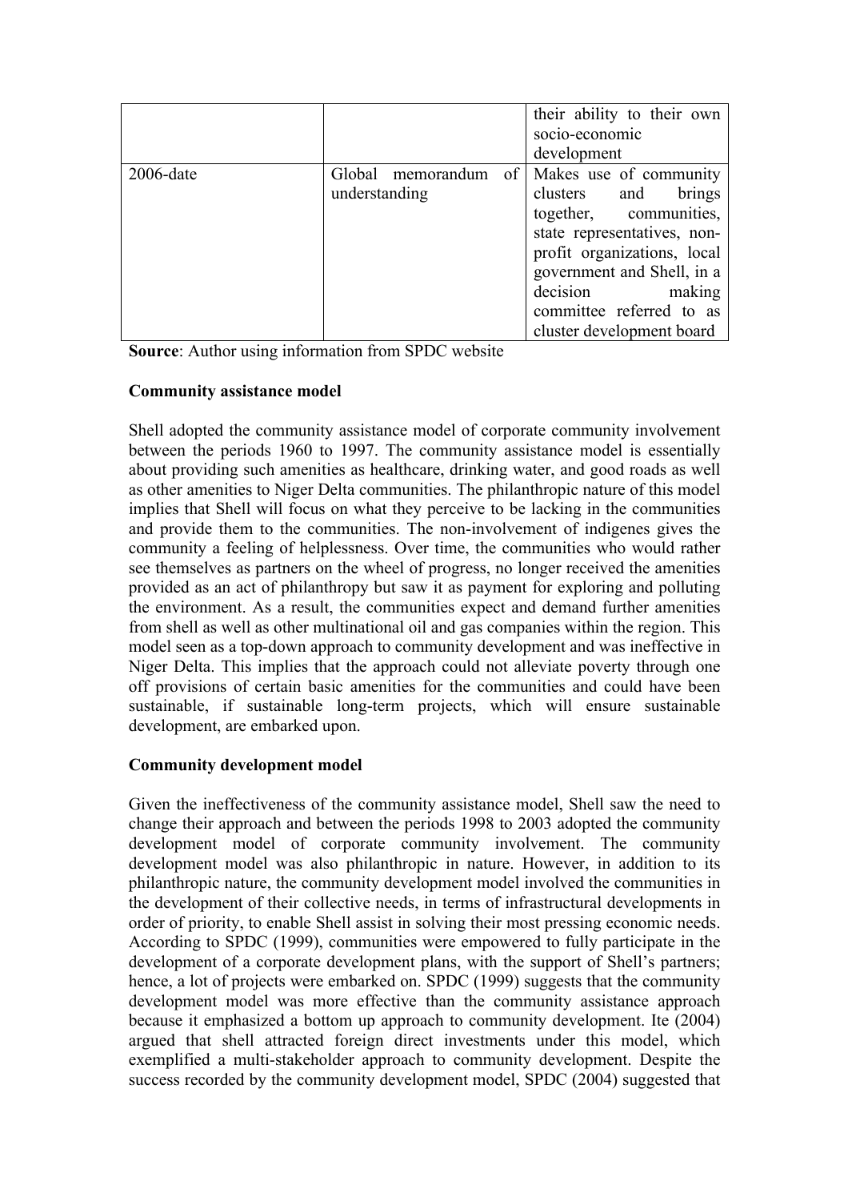| | | |
|---|---|---|
| | | their ability to their own socio-economic development |
| 2006-date | Global memorandum of understanding | Makes use of community clusters and brings together, communities, state representatives, non-profit organizations, local government and Shell, in a decision making committee referred to as cluster development board |

**Source**: Author using information from SPDC website

**Community assistance model**

Shell adopted the community assistance model of corporate community involvement between the periods 1960 to 1997. The community assistance model is essentially about providing such amenities as healthcare, drinking water, and good roads as well as other amenities to Niger Delta communities. The philanthropic nature of this model implies that Shell will focus on what they perceive to be lacking in the communities and provide them to the communities. The non-involvement of indigenes gives the community a feeling of helplessness. Over time, the communities who would rather see themselves as partners on the wheel of progress, no longer received the amenities provided as an act of philanthropy but saw it as payment for exploring and polluting the environment. As a result, the communities expect and demand further amenities from shell as well as other multinational oil and gas companies within the region. This model seen as a top-down approach to community development and was ineffective in Niger Delta. This implies that the approach could not alleviate poverty through one off provisions of certain basic amenities for the communities and could have been sustainable, if sustainable long-term projects, which will ensure sustainable development, are embarked upon.

**Community development model**

Given the ineffectiveness of the community assistance model, Shell saw the need to change their approach and between the periods 1998 to 2003 adopted the community development model of corporate community involvement. The community development model was also philanthropic in nature. However, in addition to its philanthropic nature, the community development model involved the communities in the development of their collective needs, in terms of infrastructural developments in order of priority, to enable Shell assist in solving their most pressing economic needs. According to SPDC (1999), communities were empowered to fully participate in the development of a corporate development plans, with the support of Shell's partners; hence, a lot of projects were embarked on. SPDC (1999) suggests that the community development model was more effective than the community assistance approach because it emphasized a bottom up approach to community development. Ite (2004) argued that shell attracted foreign direct investments under this model, which exemplified a multi-stakeholder approach to community development. Despite the success recorded by the community development model, SPDC (2004) suggested that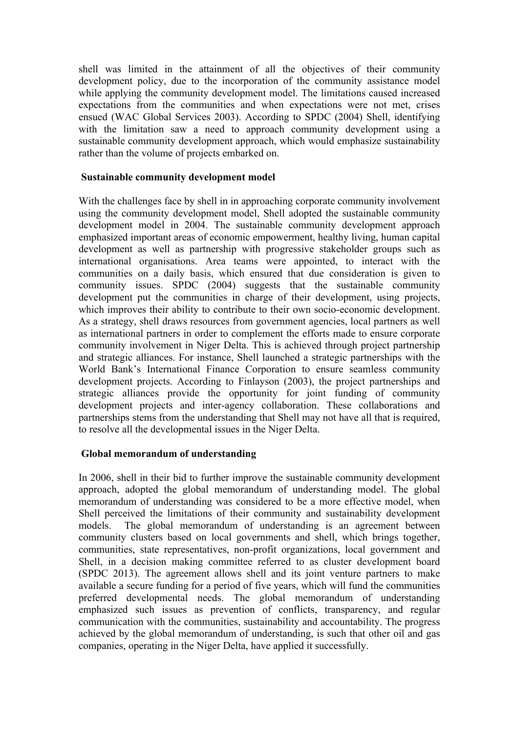shell was limited in the attainment of all the objectives of their community development policy, due to the incorporation of the community assistance model while applying the community development model. The limitations caused increased expectations from the communities and when expectations were not met, crises ensued (WAC Global Services 2003). According to SPDC (2004) Shell, identifying with the limitation saw a need to approach community development using a sustainable community development approach, which would emphasize sustainability rather than the volume of projects embarked on.

**Sustainable community development model**

With the challenges face by shell in in approaching corporate community involvement using the community development model, Shell adopted the sustainable community development model in 2004. The sustainable community development approach emphasized important areas of economic empowerment, healthy living, human capital development as well as partnership with progressive stakeholder groups such as international organisations. Area teams were appointed, to interact with the communities on a daily basis, which ensured that due consideration is given to community issues. SPDC (2004) suggests that the sustainable community development put the communities in charge of their development, using projects, which improves their ability to contribute to their own socio-economic development. As a strategy, shell draws resources from government agencies, local partners as well as international partners in order to complement the efforts made to ensure corporate community involvement in Niger Delta. This is achieved through project partnership and strategic alliances. For instance, Shell launched a strategic partnerships with the World Bank's International Finance Corporation to ensure seamless community development projects. According to Finlayson (2003), the project partnerships and strategic alliances provide the opportunity for joint funding of community development projects and inter-agency collaboration. These collaborations and partnerships stems from the understanding that Shell may not have all that is required, to resolve all the developmental issues in the Niger Delta.

**Global memorandum of understanding**

In 2006, shell in their bid to further improve the sustainable community development approach, adopted the global memorandum of understanding model. The global memorandum of understanding was considered to be a more effective model, when Shell perceived the limitations of their community and sustainability development models. The global memorandum of understanding is an agreement between community clusters based on local governments and shell, which brings together, communities, state representatives, non-profit organizations, local government and Shell, in a decision making committee referred to as cluster development board (SPDC 2013). The agreement allows shell and its joint venture partners to make available a secure funding for a period of five years, which will fund the communities preferred developmental needs. The global memorandum of understanding emphasized such issues as prevention of conflicts, transparency, and regular communication with the communities, sustainability and accountability. The progress achieved by the global memorandum of understanding, is such that other oil and gas companies, operating in the Niger Delta, have applied it successfully.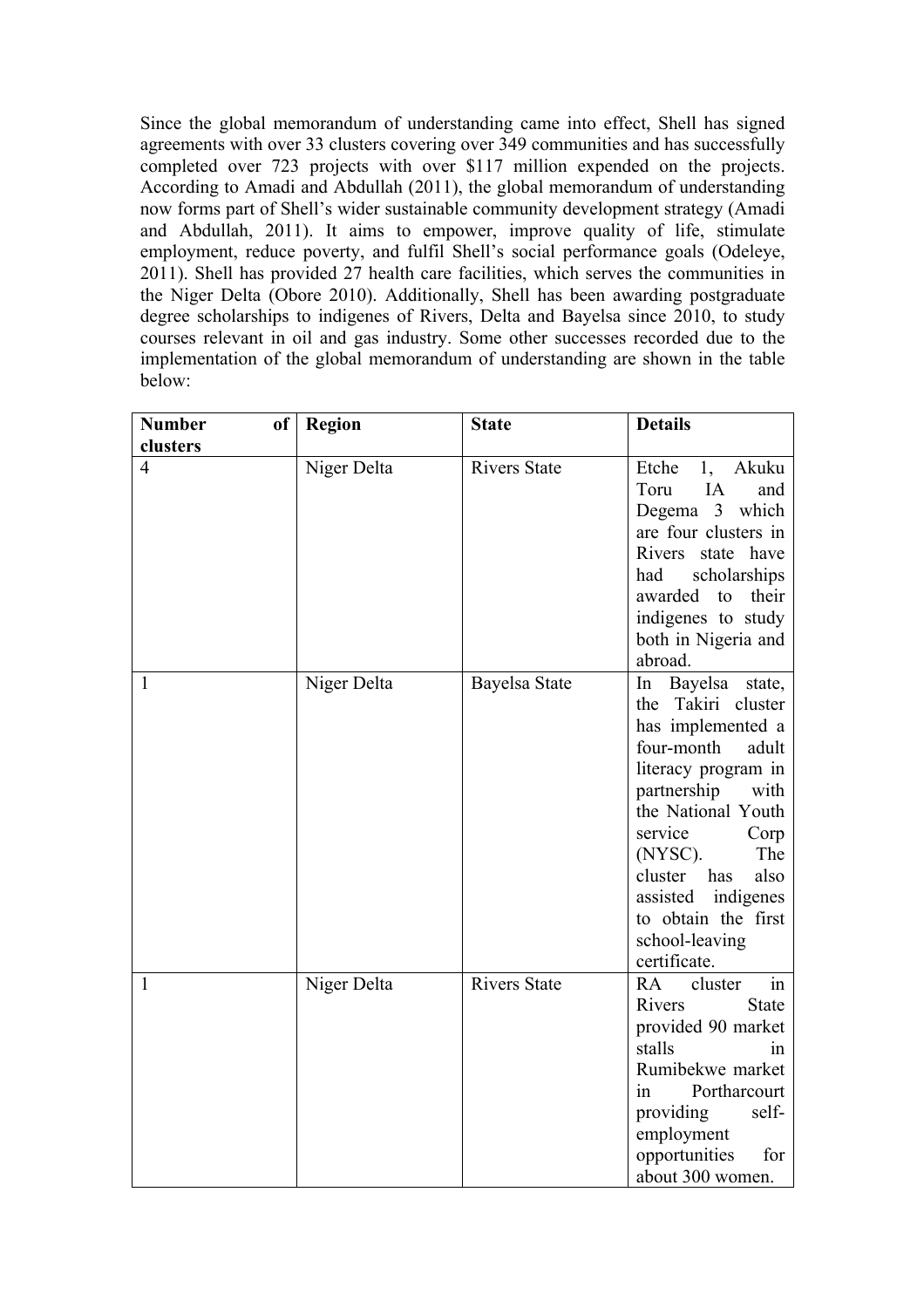Since the global memorandum of understanding came into effect, Shell has signed agreements with over 33 clusters covering over 349 communities and has successfully completed over 723 projects with over $117 million expended on the projects. According to Amadi and Abdullah (2011), the global memorandum of understanding now forms part of Shell's wider sustainable community development strategy (Amadi and Abdullah, 2011). It aims to empower, improve quality of life, stimulate employment, reduce poverty, and fulfil Shell's social performance goals (Odeleye, 2011). Shell has provided 27 health care facilities, which serves the communities in the Niger Delta (Obore 2010). Additionally, Shell has been awarding postgraduate degree scholarships to indigenes of Rivers, Delta and Bayelsa since 2010, to study courses relevant in oil and gas industry. Some other successes recorded due to the implementation of the global memorandum of understanding are shown in the table below:

| Number of clusters | Region | State | Details |
|---|---|---|---|
| 4 | Niger Delta | Rivers State | Etche 1, Akuku Toru IA and Degema 3 which are four clusters in Rivers state have had scholarships awarded to their indigenes to study both in Nigeria and abroad. |
| 1 | Niger Delta | Bayelsa State | In Bayelsa state, the Takiri cluster has implemented a four-month adult literacy program in partnership with the National Youth service Corp (NYSC). The cluster has also assisted indigenes to obtain the first school-leaving certificate. |
| 1 | Niger Delta | Rivers State | RA cluster in Rivers State provided 90 market stalls in Rumibekwe market in Portharcourt providing self-employment opportunities for about 300 women. |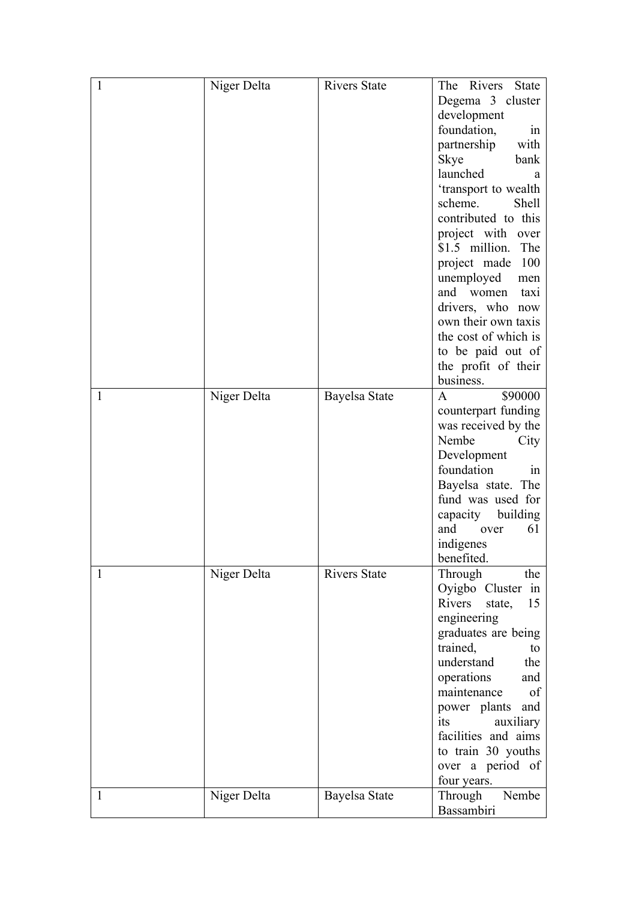| 1 | Niger Delta | Rivers State | The Rivers State Degema 3 cluster development foundation, in partnership with Skye bank launched a 'transport to wealth scheme. Shell contributed to this project with over $1.5 million. The project made 100 unemployed men and women taxi drivers, who now own their own taxis the cost of which is to be paid out of the profit of their business. |
|---|---|---|---|
| 1 | Niger Delta | Bayelsa State | A $90000 counterpart funding was received by the Nembe City Development foundation in Bayelsa state. The fund was used for capacity building and over 61 indigenes benefited. |
| 1 | Niger Delta | Rivers State | Through the Oyigbo Cluster in Rivers state, 15 engineering graduates are being trained, to understand the operations and maintenance of power plants and its auxiliary facilities and aims to train 30 youths over a period of four years. |
| 1 | Niger Delta | Bayelsa State | Through Nembe Bassambiri |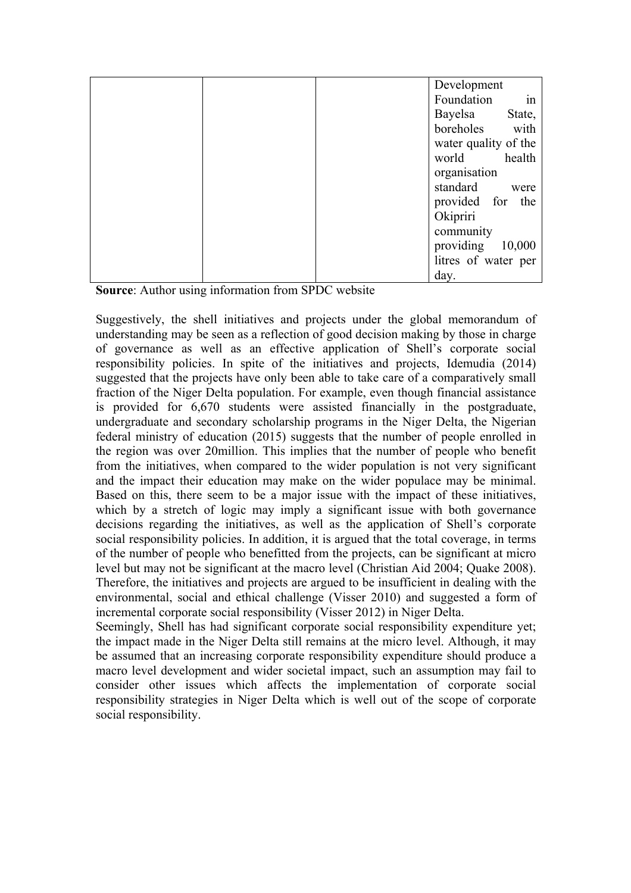| | | | Development Foundation in Bayelsa State, boreholes with water quality of the world health organisation standard were provided for the Okipriri community providing 10,000 litres of water per day. |
|---|---|---|---|

**Source**: Author using information from SPDC website

Suggestively, the shell initiatives and projects under the global memorandum of understanding may be seen as a reflection of good decision making by those in charge of governance as well as an effective application of Shell's corporate social responsibility policies. In spite of the initiatives and projects, Idemudia (2014) suggested that the projects have only been able to take care of a comparatively small fraction of the Niger Delta population. For example, even though financial assistance is provided for 6,670 students were assisted financially in the postgraduate, undergraduate and secondary scholarship programs in the Niger Delta, the Nigerian federal ministry of education (2015) suggests that the number of people enrolled in the region was over 20million. This implies that the number of people who benefit from the initiatives, when compared to the wider population is not very significant and the impact their education may make on the wider populace may be minimal. Based on this, there seem to be a major issue with the impact of these initiatives, which by a stretch of logic may imply a significant issue with both governance decisions regarding the initiatives, as well as the application of Shell's corporate social responsibility policies. In addition, it is argued that the total coverage, in terms of the number of people who benefitted from the projects, can be significant at micro level but may not be significant at the macro level (Christian Aid 2004; Quake 2008). Therefore, the initiatives and projects are argued to be insufficient in dealing with the environmental, social and ethical challenge (Visser 2010) and suggested a form of incremental corporate social responsibility (Visser 2012) in Niger Delta.

Seemingly, Shell has had significant corporate social responsibility expenditure yet; the impact made in the Niger Delta still remains at the micro level. Although, it may be assumed that an increasing corporate responsibility expenditure should produce a macro level development and wider societal impact, such an assumption may fail to consider other issues which affects the implementation of corporate social responsibility strategies in Niger Delta which is well out of the scope of corporate social responsibility.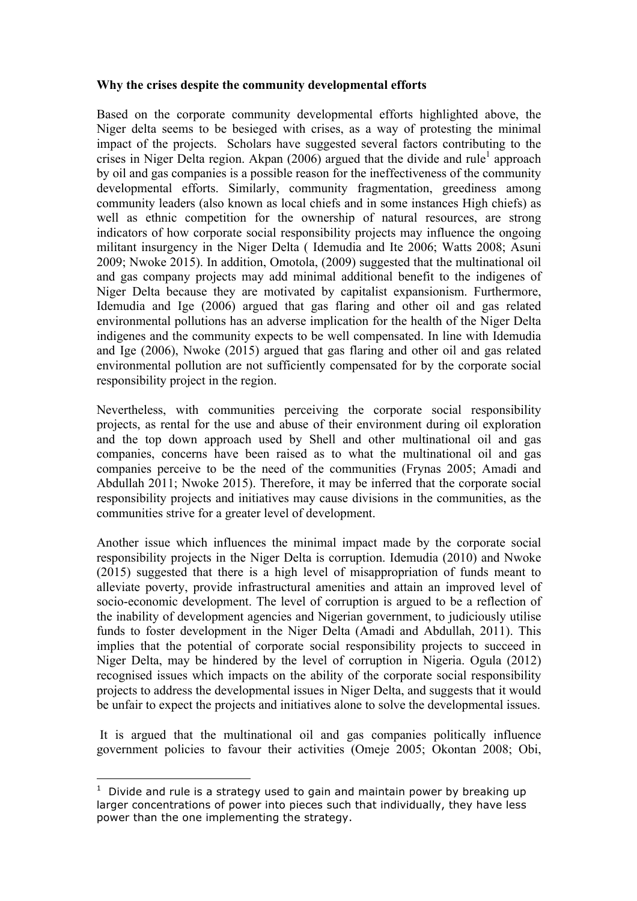**Why the crises despite the community developmental efforts**

Based on the corporate community developmental efforts highlighted above, the Niger delta seems to be besieged with crises, as a way of protesting the minimal impact of the projects. Scholars have suggested several factors contributing to the crises in Niger Delta region. Akpan (2006) argued that the divide and rule[1] approach by oil and gas companies is a possible reason for the ineffectiveness of the community developmental efforts. Similarly, community fragmentation, greediness among community leaders (also known as local chiefs and in some instances High chiefs) as well as ethnic competition for the ownership of natural resources, are strong indicators of how corporate social responsibility projects may influence the ongoing militant insurgency in the Niger Delta ( Idemudia and Ite 2006; Watts 2008; Asuni 2009; Nwoke 2015). In addition, Omotola, (2009) suggested that the multinational oil and gas company projects may add minimal additional benefit to the indigenes of Niger Delta because they are motivated by capitalist expansionism. Furthermore, Idemudia and Ige (2006) argued that gas flaring and other oil and gas related environmental pollutions has an adverse implication for the health of the Niger Delta indigenes and the community expects to be well compensated. In line with Idemudia and Ige (2006), Nwoke (2015) argued that gas flaring and other oil and gas related environmental pollution are not sufficiently compensated for by the corporate social responsibility project in the region.

Nevertheless, with communities perceiving the corporate social responsibility projects, as rental for the use and abuse of their environment during oil exploration and the top down approach used by Shell and other multinational oil and gas companies, concerns have been raised as to what the multinational oil and gas companies perceive to be the need of the communities (Frynas 2005; Amadi and Abdullah 2011; Nwoke 2015). Therefore, it may be inferred that the corporate social responsibility projects and initiatives may cause divisions in the communities, as the communities strive for a greater level of development.

Another issue which influences the minimal impact made by the corporate social responsibility projects in the Niger Delta is corruption. Idemudia (2010) and Nwoke (2015) suggested that there is a high level of misappropriation of funds meant to alleviate poverty, provide infrastructural amenities and attain an improved level of socio-economic development. The level of corruption is argued to be a reflection of the inability of development agencies and Nigerian government, to judiciously utilise funds to foster development in the Niger Delta (Amadi and Abdullah, 2011). This implies that the potential of corporate social responsibility projects to succeed in Niger Delta, may be hindered by the level of corruption in Nigeria. Ogula (2012) recognised issues which impacts on the ability of the corporate social responsibility projects to address the developmental issues in Niger Delta, and suggests that it would be unfair to expect the projects and initiatives alone to solve the developmental issues.

It is argued that the multinational oil and gas companies politically influence government policies to favour their activities (Omeje 2005; Okontan 2008; Obi,

[1] Divide and rule is a strategy used to gain and maintain power by breaking up larger concentrations of power into pieces such that individually, they have less power than the one implementing the strategy.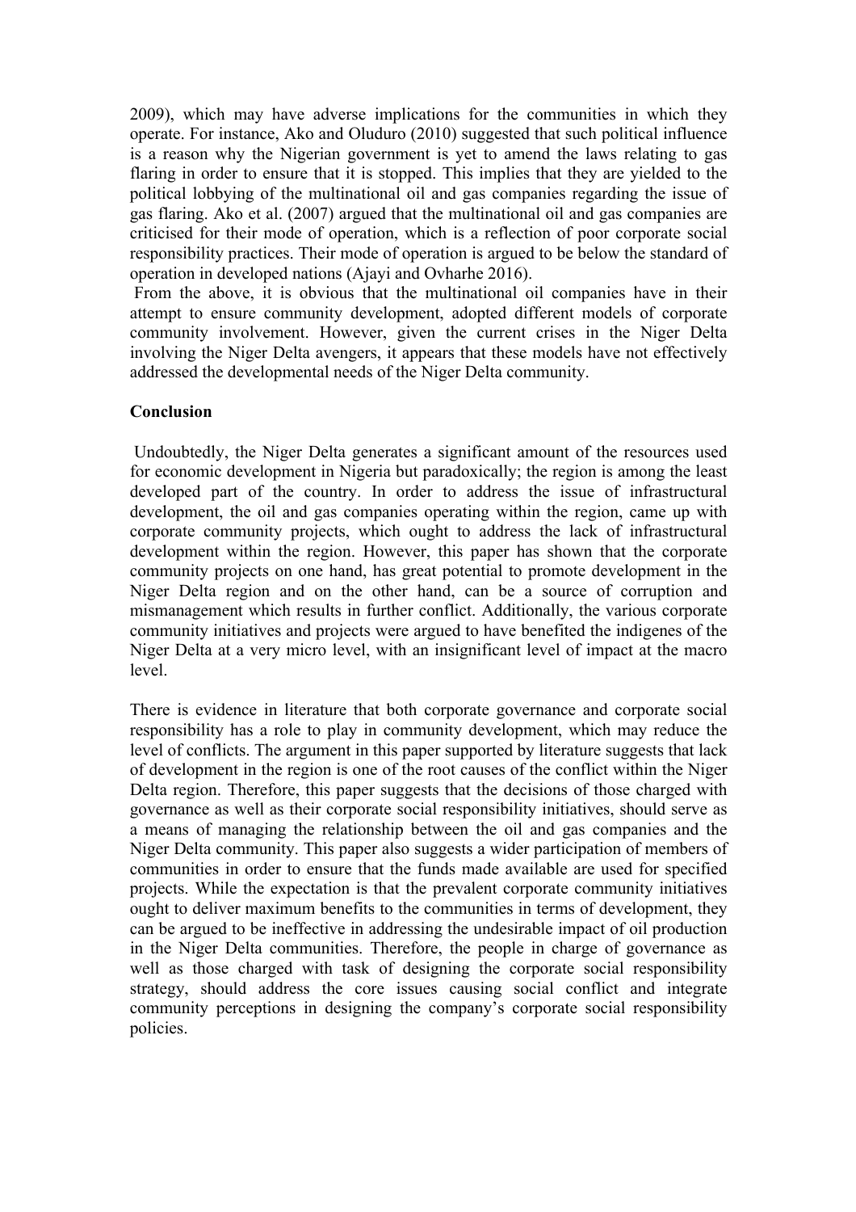2009), which may have adverse implications for the communities in which they operate. For instance, Ako and Oluduro (2010) suggested that such political influence is a reason why the Nigerian government is yet to amend the laws relating to gas flaring in order to ensure that it is stopped. This implies that they are yielded to the political lobbying of the multinational oil and gas companies regarding the issue of gas flaring. Ako et al. (2007) argued that the multinational oil and gas companies are criticised for their mode of operation, which is a reflection of poor corporate social responsibility practices. Their mode of operation is argued to be below the standard of operation in developed nations (Ajayi and Ovharhe 2016).

From the above, it is obvious that the multinational oil companies have in their attempt to ensure community development, adopted different models of corporate community involvement. However, given the current crises in the Niger Delta involving the Niger Delta avengers, it appears that these models have not effectively addressed the developmental needs of the Niger Delta community.

**Conclusion**

Undoubtedly, the Niger Delta generates a significant amount of the resources used for economic development in Nigeria but paradoxically; the region is among the least developed part of the country. In order to address the issue of infrastructural development, the oil and gas companies operating within the region, came up with corporate community projects, which ought to address the lack of infrastructural development within the region. However, this paper has shown that the corporate community projects on one hand, has great potential to promote development in the Niger Delta region and on the other hand, can be a source of corruption and mismanagement which results in further conflict. Additionally, the various corporate community initiatives and projects were argued to have benefited the indigenes of the Niger Delta at a very micro level, with an insignificant level of impact at the macro level.

There is evidence in literature that both corporate governance and corporate social responsibility has a role to play in community development, which may reduce the level of conflicts. The argument in this paper supported by literature suggests that lack of development in the region is one of the root causes of the conflict within the Niger Delta region. Therefore, this paper suggests that the decisions of those charged with governance as well as their corporate social responsibility initiatives, should serve as a means of managing the relationship between the oil and gas companies and the Niger Delta community. This paper also suggests a wider participation of members of communities in order to ensure that the funds made available are used for specified projects. While the expectation is that the prevalent corporate community initiatives ought to deliver maximum benefits to the communities in terms of development, they can be argued to be ineffective in addressing the undesirable impact of oil production in the Niger Delta communities. Therefore, the people in charge of governance as well as those charged with task of designing the corporate social responsibility strategy, should address the core issues causing social conflict and integrate community perceptions in designing the company's corporate social responsibility policies.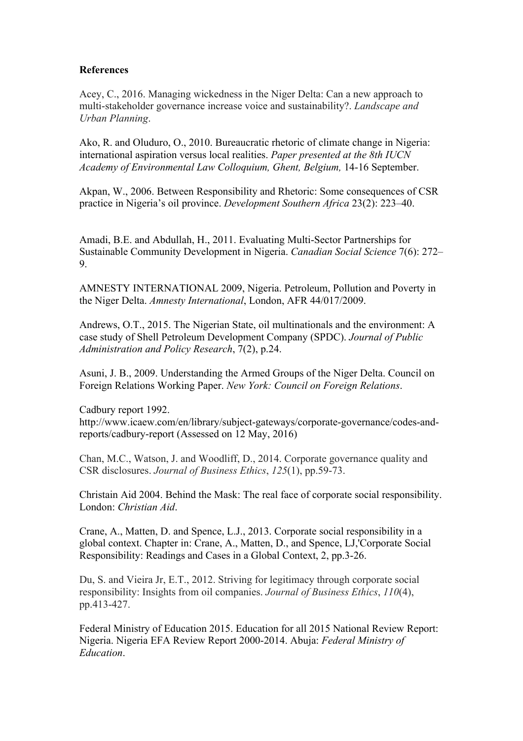**References**

Acey, C., 2016. Managing wickedness in the Niger Delta: Can a new approach to multi-stakeholder governance increase voice and sustainability?. *Landscape and Urban Planning*.

Ako, R. and Oluduro, O., 2010. Bureaucratic rhetoric of climate change in Nigeria: international aspiration versus local realities. *Paper presented at the 8th IUCN Academy of Environmental Law Colloquium, Ghent, Belgium,* 14-16 September.

Akpan, W., 2006. Between Responsibility and Rhetoric: Some consequences of CSR practice in Nigeria's oil province. *Development Southern Africa* 23(2): 223–40.

Amadi, B.E. and Abdullah, H., 2011. Evaluating Multi-Sector Partnerships for Sustainable Community Development in Nigeria. *Canadian Social Science* 7(6): 272–9.

AMNESTY INTERNATIONAL 2009, Nigeria. Petroleum, Pollution and Poverty in the Niger Delta. *Amnesty International*, London, AFR 44/017/2009.

Andrews, O.T., 2015. The Nigerian State, oil multinationals and the environment: A case study of Shell Petroleum Development Company (SPDC). *Journal of Public Administration and Policy Research*, 7(2), p.24.

Asuni, J. B., 2009. Understanding the Armed Groups of the Niger Delta. Council on Foreign Relations Working Paper. *New York: Council on Foreign Relations*.

Cadbury report 1992. http://www.icaew.com/en/library/subject-gateways/corporate-governance/codes-and-reports/cadbury-report (Assessed on 12 May, 2016)

Chan, M.C., Watson, J. and Woodliff, D., 2014. Corporate governance quality and CSR disclosures. *Journal of Business Ethics*, *125*(1), pp.59-73.

Christain Aid 2004. Behind the Mask: The real face of corporate social responsibility. London: *Christian Aid*.

Crane, A., Matten, D. and Spence, L.J., 2013. Corporate social responsibility in a global context. Chapter in: Crane, A., Matten, D., and Spence, LJ,'Corporate Social Responsibility: Readings and Cases in a Global Context, 2, pp.3-26.

Du, S. and Vieira Jr, E.T., 2012. Striving for legitimacy through corporate social responsibility: Insights from oil companies. *Journal of Business Ethics*, *110*(4), pp.413-427.

Federal Ministry of Education 2015. Education for all 2015 National Review Report: Nigeria. Nigeria EFA Review Report 2000-2014. Abuja: *Federal Ministry of Education*.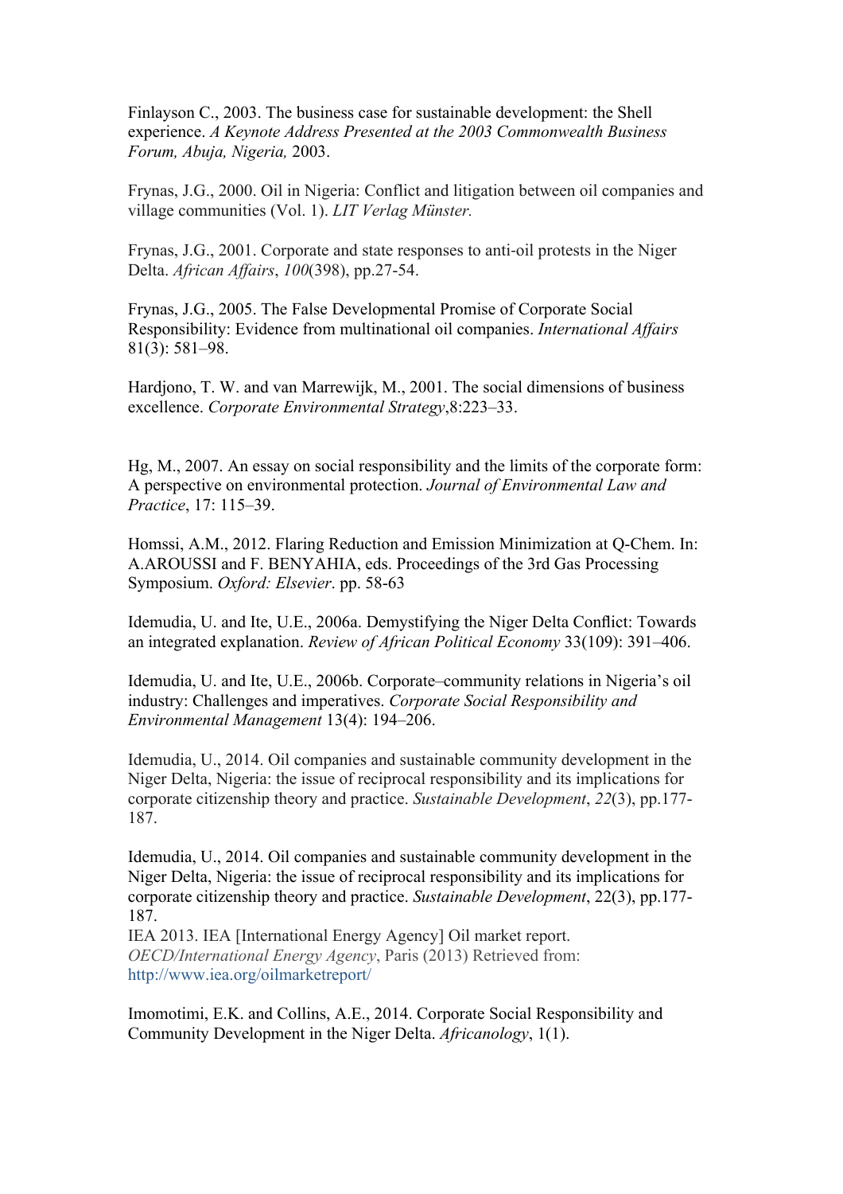Finlayson C., 2003. The business case for sustainable development: the Shell experience. *A Keynote Address Presented at the 2003 Commonwealth Business Forum, Abuja, Nigeria,* 2003.

Frynas, J.G., 2000. Oil in Nigeria: Conflict and litigation between oil companies and village communities (Vol. 1). *LIT Verlag Münster.*

Frynas, J.G., 2001. Corporate and state responses to anti-oil protests in the Niger Delta. *African Affairs*, *100*(398), pp.27-54.

Frynas, J.G., 2005. The False Developmental Promise of Corporate Social Responsibility: Evidence from multinational oil companies. *International Affairs* 81(3): 581–98.

Hardjono, T. W. and van Marrewijk, M., 2001. The social dimensions of business excellence. *Corporate Environmental Strategy*,8:223–33.

Hg, M., 2007. An essay on social responsibility and the limits of the corporate form: A perspective on environmental protection. *Journal of Environmental Law and Practice*, 17: 115–39.

Homssi, A.M., 2012. Flaring Reduction and Emission Minimization at Q-Chem. In: A.AROUSSI and F. BENYAHIA, eds. Proceedings of the 3rd Gas Processing Symposium. *Oxford: Elsevier*. pp. 58-63

Idemudia, U. and Ite, U.E., 2006a. Demystifying the Niger Delta Conflict: Towards an integrated explanation. *Review of African Political Economy* 33(109): 391–406.

Idemudia, U. and Ite, U.E., 2006b. Corporate–community relations in Nigeria's oil industry: Challenges and imperatives. *Corporate Social Responsibility and Environmental Management* 13(4): 194–206.

Idemudia, U., 2014. Oil companies and sustainable community development in the Niger Delta, Nigeria: the issue of reciprocal responsibility and its implications for corporate citizenship theory and practice. *Sustainable Development*, *22*(3), pp.177-187.

Idemudia, U., 2014. Oil companies and sustainable community development in the Niger Delta, Nigeria: the issue of reciprocal responsibility and its implications for corporate citizenship theory and practice. *Sustainable Development*, 22(3), pp.177-187.
IEA 2013. IEA [International Energy Agency] Oil market report. *OECD/International Energy Agency*, Paris (2013) Retrieved from: http://www.iea.org/oilmarketreport/

Imomotimi, E.K. and Collins, A.E., 2014. Corporate Social Responsibility and Community Development in the Niger Delta. *Africanology*, 1(1).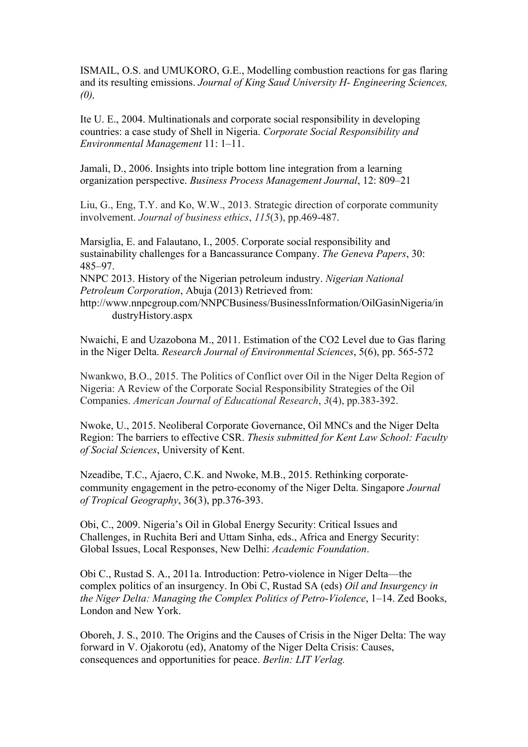ISMAIL, O.S. and UMUKORO, G.E., Modelling combustion reactions for gas flaring and its resulting emissions. *Journal of King Saud University H- Engineering Sciences, (0),*

Ite U. E., 2004. Multinationals and corporate social responsibility in developing countries: a case study of Shell in Nigeria. *Corporate Social Responsibility and Environmental Management* 11: 1–11.

Jamali, D., 2006. Insights into triple bottom line integration from a learning organization perspective. *Business Process Management Journal*, 12: 809–21

Liu, G., Eng, T.Y. and Ko, W.W., 2013. Strategic direction of corporate community involvement. *Journal of business ethics*, *115*(3), pp.469-487.

Marsiglia, E. and Falautano, I., 2005. Corporate social responsibility and sustainability challenges for a Bancassurance Company. *The Geneva Papers*, 30: 485–97.

NNPC 2013. History of the Nigerian petroleum industry. *Nigerian National Petroleum Corporation*, Abuja (2013) Retrieved from: http://www.nnpcgroup.com/NNPCBusiness/BusinessInformation/OilGasinNigeria/industryHistory.aspx

Nwaichi, E and Uzazobona M., 2011. Estimation of the CO2 Level due to Gas flaring in the Niger Delta. *Research Journal of Environmental Sciences*, 5(6), pp. 565-572

Nwankwo, B.O., 2015. The Politics of Conflict over Oil in the Niger Delta Region of Nigeria: A Review of the Corporate Social Responsibility Strategies of the Oil Companies. *American Journal of Educational Research*, *3*(4), pp.383-392.

Nwoke, U., 2015. Neoliberal Corporate Governance, Oil MNCs and the Niger Delta Region: The barriers to effective CSR. *Thesis submitted for Kent Law School: Faculty of Social Sciences*, University of Kent.

Nzeadibe, T.C., Ajaero, C.K. and Nwoke, M.B., 2015. Rethinking corporate-community engagement in the petro-economy of the Niger Delta. Singapore *Journal of Tropical Geography*, 36(3), pp.376-393.

Obi, C., 2009. Nigeria's Oil in Global Energy Security: Critical Issues and Challenges, in Ruchita Beri and Uttam Sinha, eds., Africa and Energy Security: Global Issues, Local Responses, New Delhi: *Academic Foundation*.

Obi C., Rustad S. A., 2011a. Introduction: Petro-violence in Niger Delta—the complex politics of an insurgency. In Obi C, Rustad SA (eds) *Oil and Insurgency in the Niger Delta: Managing the Complex Politics of Petro-Violence*, 1–14. Zed Books, London and New York.

Oboreh, J. S., 2010. The Origins and the Causes of Crisis in the Niger Delta: The way forward in V. Ojakorotu (ed), Anatomy of the Niger Delta Crisis: Causes, consequences and opportunities for peace. *Berlin: LIT Verlag.*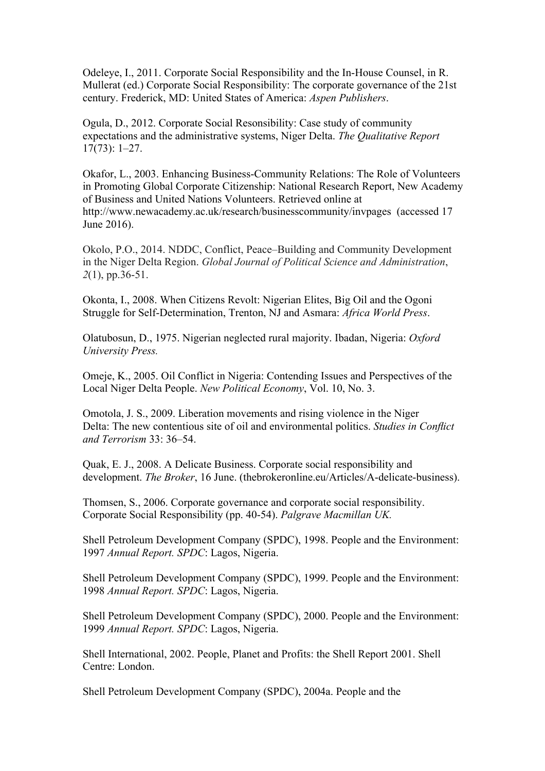Odeleye, I., 2011. Corporate Social Responsibility and the In-House Counsel, in R. Mullerat (ed.) Corporate Social Responsibility: The corporate governance of the 21st century. Frederick, MD: United States of America: *Aspen Publishers*.

Ogula, D., 2012. Corporate Social Resonsibility: Case study of community expectations and the administrative systems, Niger Delta. *The Qualitative Report* 17(73): 1–27.

Okafor, L., 2003. Enhancing Business-Community Relations: The Role of Volunteers in Promoting Global Corporate Citizenship: National Research Report, New Academy of Business and United Nations Volunteers. Retrieved online at http://www.newacademy.ac.uk/research/businesscommunity/invpages (accessed 17 June 2016).

Okolo, P.O., 2014. NDDC, Conflict, Peace–Building and Community Development in the Niger Delta Region. *Global Journal of Political Science and Administration*, *2*(1), pp.36-51.

Okonta, I., 2008. When Citizens Revolt: Nigerian Elites, Big Oil and the Ogoni Struggle for Self-Determination, Trenton, NJ and Asmara: *Africa World Press*.

Olatubosun, D., 1975. Nigerian neglected rural majority. Ibadan, Nigeria: *Oxford University Press.*

Omeje, K., 2005. Oil Conflict in Nigeria: Contending Issues and Perspectives of the Local Niger Delta People. *New Political Economy*, Vol. 10, No. 3.

Omotola, J. S., 2009. Liberation movements and rising violence in the Niger Delta: The new contentious site of oil and environmental politics. *Studies in Conflict and Terrorism* 33: 36–54.

Quak, E. J., 2008. A Delicate Business. Corporate social responsibility and development. *The Broker*, 16 June. (thebrokeronline.eu/Articles/A-delicate-business).

Thomsen, S., 2006. Corporate governance and corporate social responsibility. Corporate Social Responsibility (pp. 40-54). *Palgrave Macmillan UK.*

Shell Petroleum Development Company (SPDC), 1998. People and the Environment: 1997 *Annual Report. SPDC*: Lagos, Nigeria.

Shell Petroleum Development Company (SPDC), 1999. People and the Environment: 1998 *Annual Report. SPDC*: Lagos, Nigeria.

Shell Petroleum Development Company (SPDC), 2000. People and the Environment: 1999 *Annual Report. SPDC*: Lagos, Nigeria.

Shell International, 2002. People, Planet and Profits: the Shell Report 2001. Shell Centre: London.

Shell Petroleum Development Company (SPDC), 2004a. People and the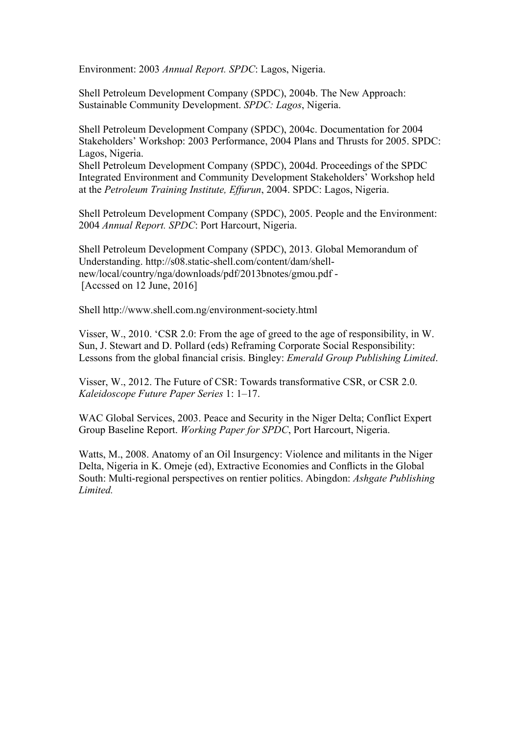Environment: 2003 *Annual Report. SPDC*: Lagos, Nigeria.

Shell Petroleum Development Company (SPDC), 2004b. The New Approach: Sustainable Community Development. *SPDC: Lagos*, Nigeria.

Shell Petroleum Development Company (SPDC), 2004c. Documentation for 2004 Stakeholders' Workshop: 2003 Performance, 2004 Plans and Thrusts for 2005. SPDC: Lagos, Nigeria.

Shell Petroleum Development Company (SPDC), 2004d. Proceedings of the SPDC Integrated Environment and Community Development Stakeholders' Workshop held at the *Petroleum Training Institute, Effurun*, 2004. SPDC: Lagos, Nigeria.

Shell Petroleum Development Company (SPDC), 2005. People and the Environment: 2004 *Annual Report. SPDC*: Port Harcourt, Nigeria.

Shell Petroleum Development Company (SPDC), 2013. Global Memorandum of Understanding. http://s08.static-shell.com/content/dam/shell-new/local/country/nga/downloads/pdf/2013bnotes/gmou.pdf - [Accssed on 12 June, 2016]

Shell http://www.shell.com.ng/environment-society.html

Visser, W., 2010. 'CSR 2.0: From the age of greed to the age of responsibility, in W. Sun, J. Stewart and D. Pollard (eds) Reframing Corporate Social Responsibility: Lessons from the global financial crisis. Bingley: *Emerald Group Publishing Limited*.

Visser, W., 2012. The Future of CSR: Towards transformative CSR, or CSR 2.0. *Kaleidoscope Future Paper Series* 1: 1–17.

WAC Global Services, 2003. Peace and Security in the Niger Delta; Conflict Expert Group Baseline Report. *Working Paper for SPDC*, Port Harcourt, Nigeria.

Watts, M., 2008. Anatomy of an Oil Insurgency: Violence and militants in the Niger Delta, Nigeria in K. Omeje (ed), Extractive Economies and Conflicts in the Global South: Multi-regional perspectives on rentier politics. Abingdon: *Ashgate Publishing Limited.*